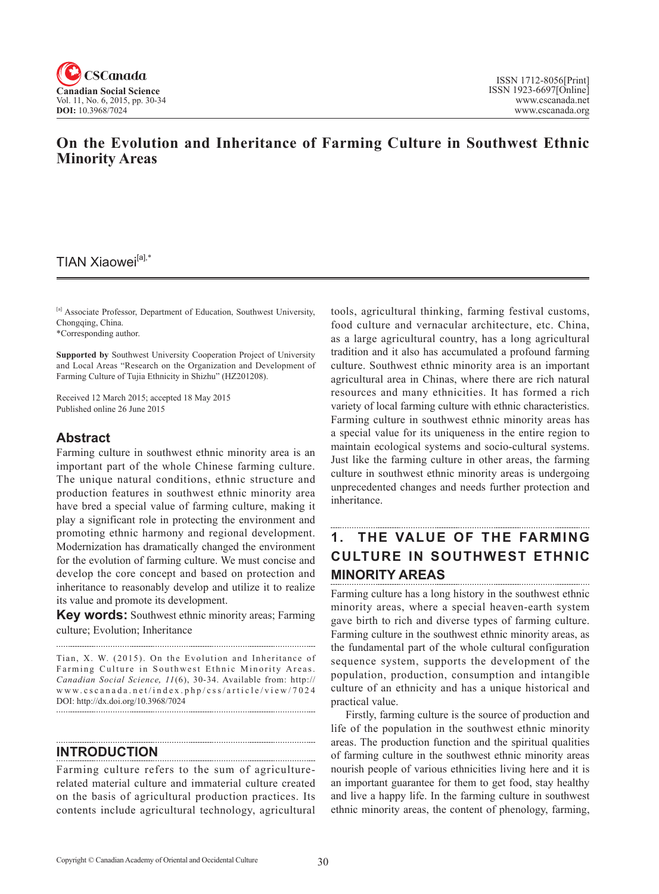# On the Evolution and Inheritance of Farming Culture in Southwest Ethnic Minority Areas

TIAN Xiaowei[a],*

[a] Associate Professor, Department of Education, Southwest University, Chongqing, China.
*Corresponding author.

**Supported by** Southwest University Cooperation Project of University and Local Areas "Research on the Organization and Development of Farming Culture of Tujia Ethnicity in Shizhu" (HZ201208).

Received 12 March 2015; accepted 18 May 2015
Published online 26 June 2015

## Abstract

Farming culture in southwest ethnic minority area is an important part of the whole Chinese farming culture. The unique natural conditions, ethnic structure and production features in southwest ethnic minority area have bred a special value of farming culture, making it play a significant role in protecting the environment and promoting ethnic harmony and regional development. Modernization has dramatically changed the environment for the evolution of farming culture. We must concise and develop the core concept and based on protection and inheritance to reasonably develop and utilize it to realize its value and promote its development.

**Key words:** Southwest ethnic minority areas; Farming culture; Evolution; Inheritance

Tian, X. W. (2015). On the Evolution and Inheritance of Farming Culture in Southwest Ethnic Minority Areas. *Canadian Social Science, 11*(6), 30-34. Available from: http://www.cscanada.net/index.php/css/article/view/7024
DOI: http://dx.doi.org/10.3968/7024

## INTRODUCTION

Farming culture refers to the sum of agriculture-related material culture and immaterial culture created on the basis of agricultural production practices. Its contents include agricultural technology, agricultural tools, agricultural thinking, farming festival customs, food culture and vernacular architecture, etc. China, as a large agricultural country, has a long agricultural tradition and it also has accumulated a profound farming culture. Southwest ethnic minority area is an important agricultural area in Chinas, where there are rich natural resources and many ethnicities. It has formed a rich variety of local farming culture with ethnic characteristics. Farming culture in southwest ethnic minority areas has a special value for its uniqueness in the entire region to maintain ecological systems and socio-cultural systems. Just like the farming culture in other areas, the farming culture in southwest ethnic minority areas is undergoing unprecedented changes and needs further protection and inheritance.

## 1. THE VALUE OF THE FARMING CULTURE IN SOUTHWEST ETHNIC MINORITY AREAS

Farming culture has a long history in the southwest ethnic minority areas, where a special heaven-earth system gave birth to rich and diverse types of farming culture. Farming culture in the southwest ethnic minority areas, as the fundamental part of the whole cultural configuration sequence system, supports the development of the population, production, consumption and intangible culture of an ethnicity and has a unique historical and practical value.

Firstly, farming culture is the source of production and life of the population in the southwest ethnic minority areas. The production function and the spiritual qualities of farming culture in the southwest ethnic minority areas nourish people of various ethnicities living here and it is an important guarantee for them to get food, stay healthy and live a happy life. In the farming culture in southwest ethnic minority areas, the content of phenology, farming,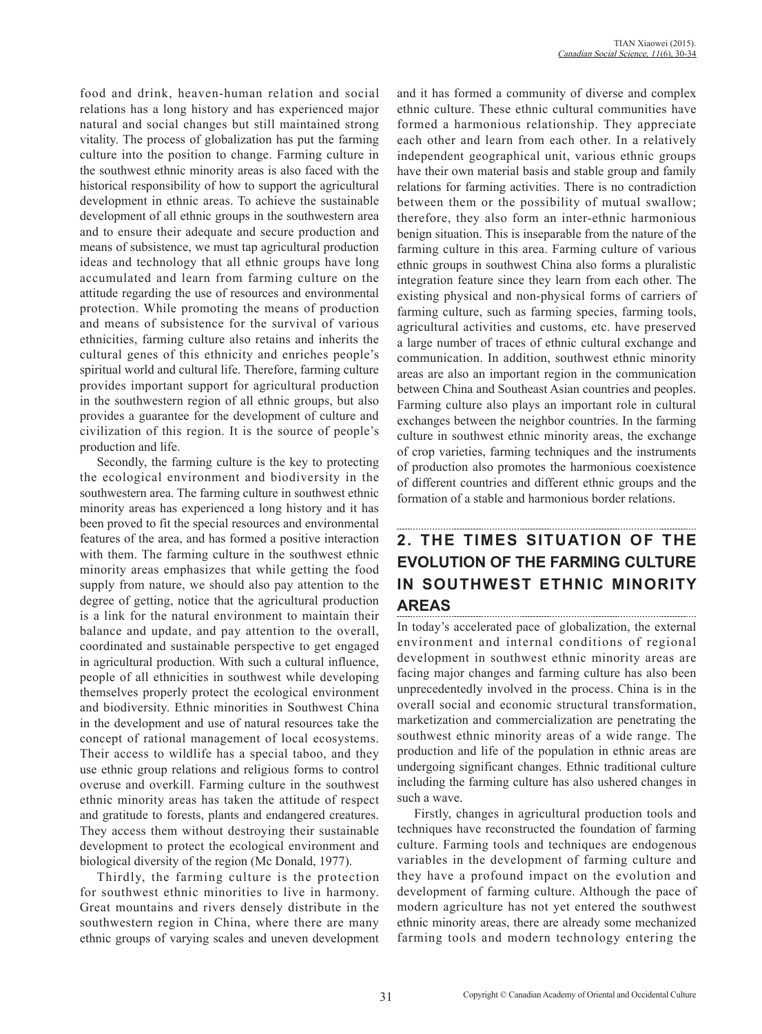food and drink, heaven-human relation and social relations has a long history and has experienced major natural and social changes but still maintained strong vitality. The process of globalization has put the farming culture into the position to change. Farming culture in the southwest ethnic minority areas is also faced with the historical responsibility of how to support the agricultural development in ethnic areas. To achieve the sustainable development of all ethnic groups in the southwestern area and to ensure their adequate and secure production and means of subsistence, we must tap agricultural production ideas and technology that all ethnic groups have long accumulated and learn from farming culture on the attitude regarding the use of resources and environmental protection. While promoting the means of production and means of subsistence for the survival of various ethnicities, farming culture also retains and inherits the cultural genes of this ethnicity and enriches people's spiritual world and cultural life. Therefore, farming culture provides important support for agricultural production in the southwestern region of all ethnic groups, but also provides a guarantee for the development of culture and civilization of this region. It is the source of people's production and life.

Secondly, the farming culture is the key to protecting the ecological environment and biodiversity in the southwestern area. The farming culture in southwest ethnic minority areas has experienced a long history and it has been proved to fit the special resources and environmental features of the area, and has formed a positive interaction with them. The farming culture in the southwest ethnic minority areas emphasizes that while getting the food supply from nature, we should also pay attention to the degree of getting, notice that the agricultural production is a link for the natural environment to maintain their balance and update, and pay attention to the overall, coordinated and sustainable perspective to get engaged in agricultural production. With such a cultural influence, people of all ethnicities in southwest while developing themselves properly protect the ecological environment and biodiversity. Ethnic minorities in Southwest China in the development and use of natural resources take the concept of rational management of local ecosystems. Their access to wildlife has a special taboo, and they use ethnic group relations and religious forms to control overuse and overkill. Farming culture in the southwest ethnic minority areas has taken the attitude of respect and gratitude to forests, plants and endangered creatures. They access them without destroying their sustainable development to protect the ecological environment and biological diversity of the region (Mc Donald, 1977).

Thirdly, the farming culture is the protection for southwest ethnic minorities to live in harmony. Great mountains and rivers densely distribute in the southwestern region in China, where there are many ethnic groups of varying scales and uneven development and it has formed a community of diverse and complex ethnic culture. These ethnic cultural communities have formed a harmonious relationship. They appreciate each other and learn from each other. In a relatively independent geographical unit, various ethnic groups have their own material basis and stable group and family relations for farming activities. There is no contradiction between them or the possibility of mutual swallow; therefore, they also form an inter-ethnic harmonious benign situation. This is inseparable from the nature of the farming culture in this area. Farming culture of various ethnic groups in southwest China also forms a pluralistic integration feature since they learn from each other. The existing physical and non-physical forms of carriers of farming culture, such as farming species, farming tools, agricultural activities and customs, etc. have preserved a large number of traces of ethnic cultural exchange and communication. In addition, southwest ethnic minority areas are also an important region in the communication between China and Southeast Asian countries and peoples. Farming culture also plays an important role in cultural exchanges between the neighbor countries. In the farming culture in southwest ethnic minority areas, the exchange of crop varieties, farming techniques and the instruments of production also promotes the harmonious coexistence of different countries and different ethnic groups and the formation of a stable and harmonious border relations.

## 2. THE TIMES SITUATION OF THE EVOLUTION OF THE FARMING CULTURE IN SOUTHWEST ETHNIC MINORITY AREAS

In today's accelerated pace of globalization, the external environment and internal conditions of regional development in southwest ethnic minority areas are facing major changes and farming culture has also been unprecedentedly involved in the process. China is in the overall social and economic structural transformation, marketization and commercialization are penetrating the southwest ethnic minority areas of a wide range. The production and life of the population in ethnic areas are undergoing significant changes. Ethnic traditional culture including the farming culture has also ushered changes in such a wave.

Firstly, changes in agricultural production tools and techniques have reconstructed the foundation of farming culture. Farming tools and techniques are endogenous variables in the development of farming culture and they have a profound impact on the evolution and development of farming culture. Although the pace of modern agriculture has not yet entered the southwest ethnic minority areas, there are already some mechanized farming tools and modern technology entering the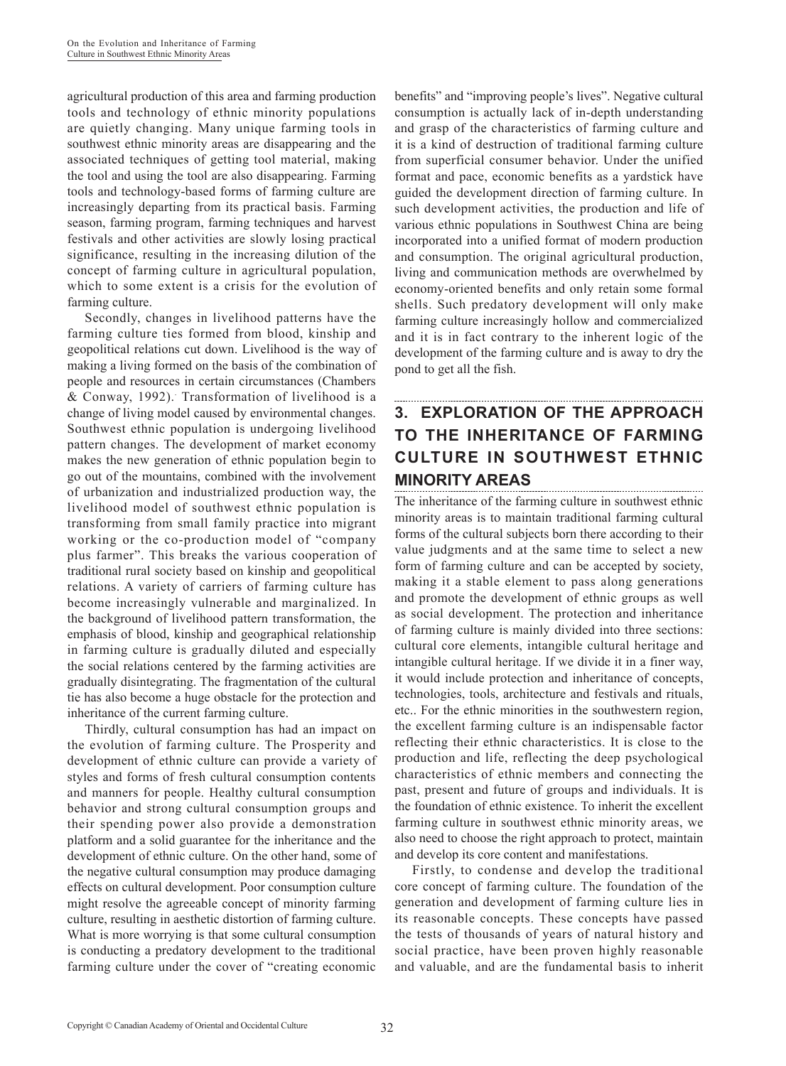agricultural production of this area and farming production tools and technology of ethnic minority populations are quietly changing. Many unique farming tools in southwest ethnic minority areas are disappearing and the associated techniques of getting tool material, making the tool and using the tool are also disappearing. Farming tools and technology-based forms of farming culture are increasingly departing from its practical basis. Farming season, farming program, farming techniques and harvest festivals and other activities are slowly losing practical significance, resulting in the increasing dilution of the concept of farming culture in agricultural population, which to some extent is a crisis for the evolution of farming culture.

Secondly, changes in livelihood patterns have the farming culture ties formed from blood, kinship and geopolitical relations cut down. Livelihood is the way of making a living formed on the basis of the combination of people and resources in certain circumstances (Chambers & Conway, 1992). Transformation of livelihood is a change of living model caused by environmental changes. Southwest ethnic population is undergoing livelihood pattern changes. The development of market economy makes the new generation of ethnic population begin to go out of the mountains, combined with the involvement of urbanization and industrialized production way, the livelihood model of southwest ethnic population is transforming from small family practice into migrant working or the co-production model of "company plus farmer". This breaks the various cooperation of traditional rural society based on kinship and geopolitical relations. A variety of carriers of farming culture has become increasingly vulnerable and marginalized. In the background of livelihood pattern transformation, the emphasis of blood, kinship and geographical relationship in farming culture is gradually diluted and especially the social relations centered by the farming activities are gradually disintegrating. The fragmentation of the cultural tie has also become a huge obstacle for the protection and inheritance of the current farming culture.

Thirdly, cultural consumption has had an impact on the evolution of farming culture. The Prosperity and development of ethnic culture can provide a variety of styles and forms of fresh cultural consumption contents and manners for people. Healthy cultural consumption behavior and strong cultural consumption groups and their spending power also provide a demonstration platform and a solid guarantee for the inheritance and the development of ethnic culture. On the other hand, some of the negative cultural consumption may produce damaging effects on cultural development. Poor consumption culture might resolve the agreeable concept of minority farming culture, resulting in aesthetic distortion of farming culture. What is more worrying is that some cultural consumption is conducting a predatory development to the traditional farming culture under the cover of "creating economic benefits" and "improving people's lives". Negative cultural consumption is actually lack of in-depth understanding and grasp of the characteristics of farming culture and it is a kind of destruction of traditional farming culture from superficial consumer behavior. Under the unified format and pace, economic benefits as a yardstick have guided the development direction of farming culture. In such development activities, the production and life of various ethnic populations in Southwest China are being incorporated into a unified format of modern production and consumption. The original agricultural production, living and communication methods are overwhelmed by economy-oriented benefits and only retain some formal shells. Such predatory development will only make farming culture increasingly hollow and commercialized and it is in fact contrary to the inherent logic of the development of the farming culture and is away to dry the pond to get all the fish.

## 3. EXPLORATION OF THE APPROACH TO THE INHERITANCE OF FARMING CULTURE IN SOUTHWEST ETHNIC MINORITY AREAS

The inheritance of the farming culture in southwest ethnic minority areas is to maintain traditional farming cultural forms of the cultural subjects born there according to their value judgments and at the same time to select a new form of farming culture and can be accepted by society, making it a stable element to pass along generations and promote the development of ethnic groups as well as social development. The protection and inheritance of farming culture is mainly divided into three sections: cultural core elements, intangible cultural heritage and intangible cultural heritage. If we divide it in a finer way, it would include protection and inheritance of concepts, technologies, tools, architecture and festivals and rituals, etc.. For the ethnic minorities in the southwestern region, the excellent farming culture is an indispensable factor reflecting their ethnic characteristics. It is close to the production and life, reflecting the deep psychological characteristics of ethnic members and connecting the past, present and future of groups and individuals. It is the foundation of ethnic existence. To inherit the excellent farming culture in southwest ethnic minority areas, we also need to choose the right approach to protect, maintain and develop its core content and manifestations.

Firstly, to condense and develop the traditional core concept of farming culture. The foundation of the generation and development of farming culture lies in its reasonable concepts. These concepts have passed the tests of thousands of years of natural history and social practice, have been proven highly reasonable and valuable, and are the fundamental basis to inherit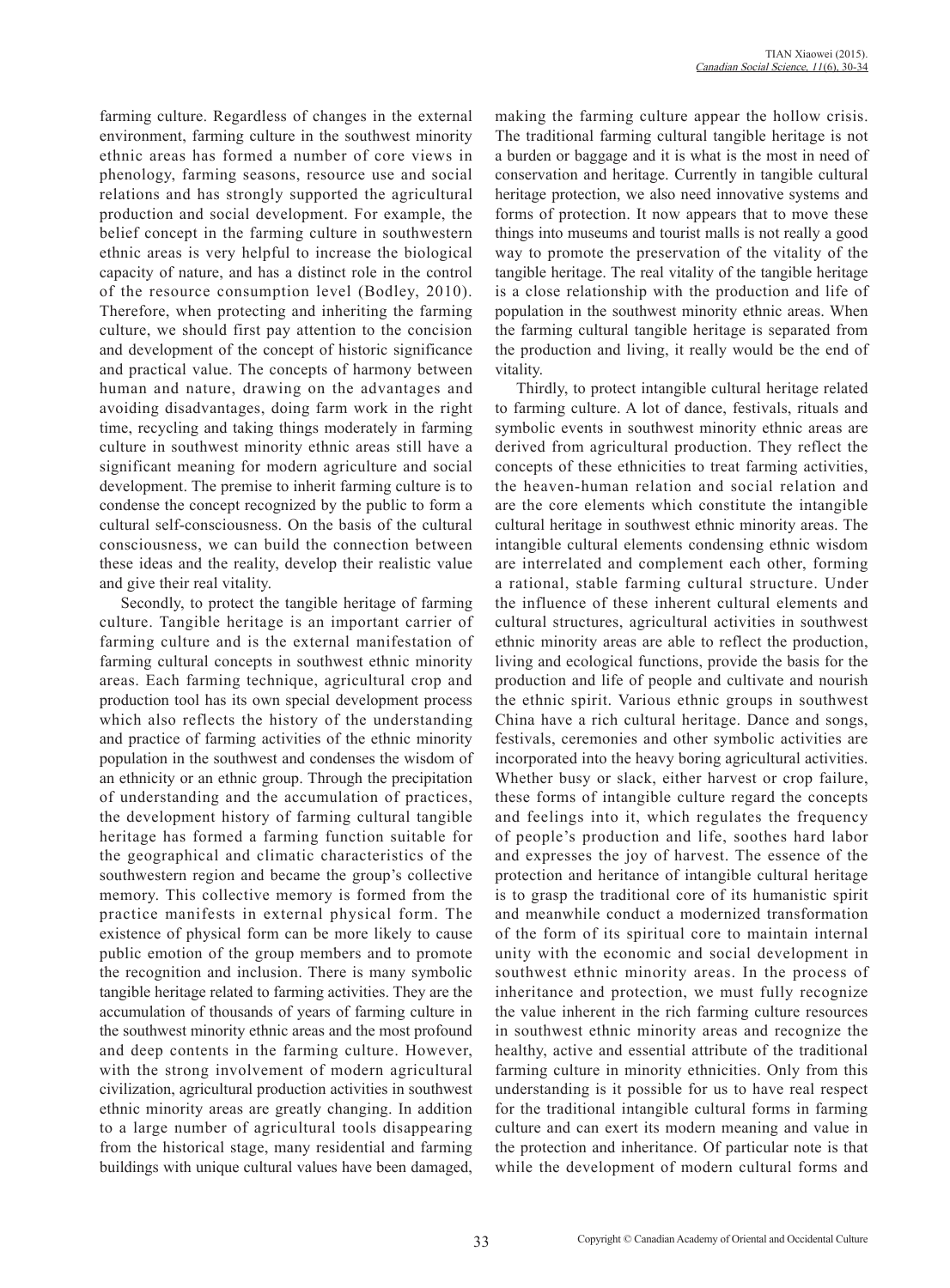farming culture. Regardless of changes in the external environment, farming culture in the southwest minority ethnic areas has formed a number of core views in phenology, farming seasons, resource use and social relations and has strongly supported the agricultural production and social development. For example, the belief concept in the farming culture in southwestern ethnic areas is very helpful to increase the biological capacity of nature, and has a distinct role in the control of the resource consumption level (Bodley, 2010). Therefore, when protecting and inheriting the farming culture, we should first pay attention to the concision and development of the concept of historic significance and practical value. The concepts of harmony between human and nature, drawing on the advantages and avoiding disadvantages, doing farm work in the right time, recycling and taking things moderately in farming culture in southwest minority ethnic areas still have a significant meaning for modern agriculture and social development. The premise to inherit farming culture is to condense the concept recognized by the public to form a cultural self-consciousness. On the basis of the cultural consciousness, we can build the connection between these ideas and the reality, develop their realistic value and give their real vitality.

Secondly, to protect the tangible heritage of farming culture. Tangible heritage is an important carrier of farming culture and is the external manifestation of farming cultural concepts in southwest ethnic minority areas. Each farming technique, agricultural crop and production tool has its own special development process which also reflects the history of the understanding and practice of farming activities of the ethnic minority population in the southwest and condenses the wisdom of an ethnicity or an ethnic group. Through the precipitation of understanding and the accumulation of practices, the development history of farming cultural tangible heritage has formed a farming function suitable for the geographical and climatic characteristics of the southwestern region and became the group's collective memory. This collective memory is formed from the practice manifests in external physical form. The existence of physical form can be more likely to cause public emotion of the group members and to promote the recognition and inclusion. There is many symbolic tangible heritage related to farming activities. They are the accumulation of thousands of years of farming culture in the southwest minority ethnic areas and the most profound and deep contents in the farming culture. However, with the strong involvement of modern agricultural civilization, agricultural production activities in southwest ethnic minority areas are greatly changing. In addition to a large number of agricultural tools disappearing from the historical stage, many residential and farming buildings with unique cultural values have been damaged, making the farming culture appear the hollow crisis. The traditional farming cultural tangible heritage is not a burden or baggage and it is what is the most in need of conservation and heritage. Currently in tangible cultural heritage protection, we also need innovative systems and forms of protection. It now appears that to move these things into museums and tourist malls is not really a good way to promote the preservation of the vitality of the tangible heritage. The real vitality of the tangible heritage is a close relationship with the production and life of population in the southwest minority ethnic areas. When the farming cultural tangible heritage is separated from the production and living, it really would be the end of vitality.

Thirdly, to protect intangible cultural heritage related to farming culture. A lot of dance, festivals, rituals and symbolic events in southwest minority ethnic areas are derived from agricultural production. They reflect the concepts of these ethnicities to treat farming activities, the heaven-human relation and social relation and are the core elements which constitute the intangible cultural heritage in southwest ethnic minority areas. The intangible cultural elements condensing ethnic wisdom are interrelated and complement each other, forming a rational, stable farming cultural structure. Under the influence of these inherent cultural elements and cultural structures, agricultural activities in southwest ethnic minority areas are able to reflect the production, living and ecological functions, provide the basis for the production and life of people and cultivate and nourish the ethnic spirit. Various ethnic groups in southwest China have a rich cultural heritage. Dance and songs, festivals, ceremonies and other symbolic activities are incorporated into the heavy boring agricultural activities. Whether busy or slack, either harvest or crop failure, these forms of intangible culture regard the concepts and feelings into it, which regulates the frequency of people's production and life, soothes hard labor and expresses the joy of harvest. The essence of the protection and heritance of intangible cultural heritage is to grasp the traditional core of its humanistic spirit and meanwhile conduct a modernized transformation of the form of its spiritual core to maintain internal unity with the economic and social development in southwest ethnic minority areas. In the process of inheritance and protection, we must fully recognize the value inherent in the rich farming culture resources in southwest ethnic minority areas and recognize the healthy, active and essential attribute of the traditional farming culture in minority ethnicities. Only from this understanding is it possible for us to have real respect for the traditional intangible cultural forms in farming culture and can exert its modern meaning and value in the protection and inheritance. Of particular note is that while the development of modern cultural forms and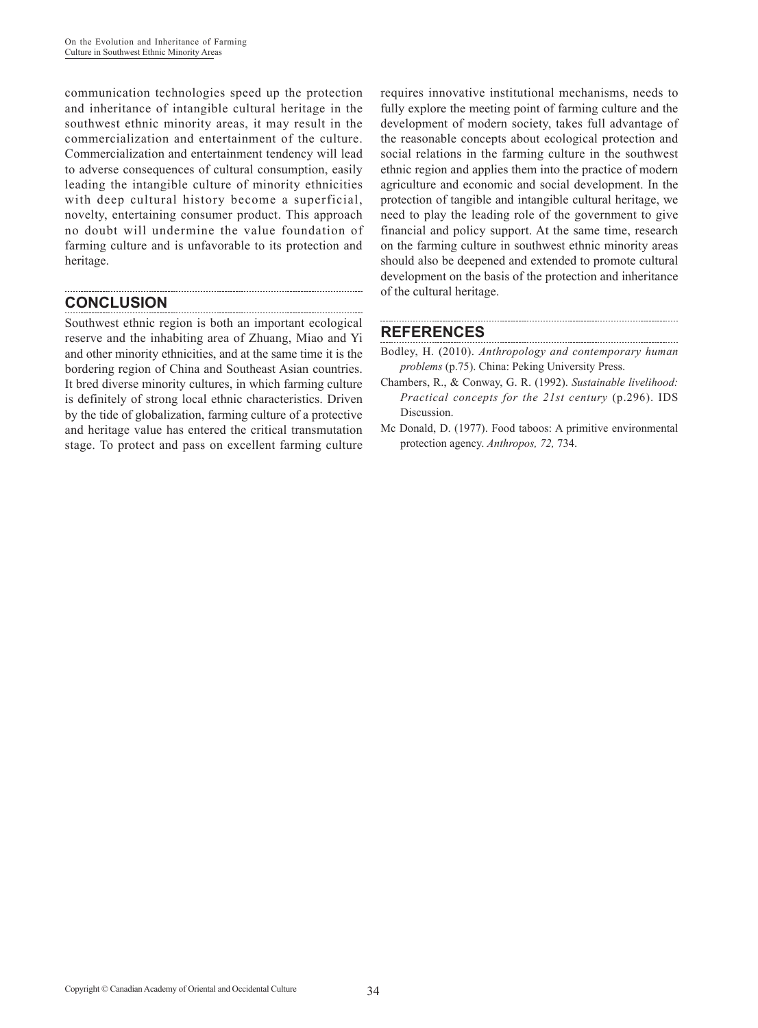communication technologies speed up the protection and inheritance of intangible cultural heritage in the southwest ethnic minority areas, it may result in the commercialization and entertainment of the culture. Commercialization and entertainment tendency will lead to adverse consequences of cultural consumption, easily leading the intangible culture of minority ethnicities with deep cultural history become a superficial, novelty, entertaining consumer product. This approach no doubt will undermine the value foundation of farming culture and is unfavorable to its protection and heritage.

## CONCLUSION

Southwest ethnic region is both an important ecological reserve and the inhabiting area of Zhuang, Miao and Yi and other minority ethnicities, and at the same time it is the bordering region of China and Southeast Asian countries. It bred diverse minority cultures, in which farming culture is definitely of strong local ethnic characteristics. Driven by the tide of globalization, farming culture of a protective and heritage value has entered the critical transmutation stage. To protect and pass on excellent farming culture requires innovative institutional mechanisms, needs to fully explore the meeting point of farming culture and the development of modern society, takes full advantage of the reasonable concepts about ecological protection and social relations in the farming culture in the southwest ethnic region and applies them into the practice of modern agriculture and economic and social development. In the protection of tangible and intangible cultural heritage, we need to play the leading role of the government to give financial and policy support. At the same time, research on the farming culture in southwest ethnic minority areas should also be deepened and extended to promote cultural development on the basis of the protection and inheritance of the cultural heritage.

## REFERENCES

Bodley, H. (2010). *Anthropology and contemporary human problems* (p.75). China: Peking University Press.

Chambers, R., & Conway, G. R. (1992). *Sustainable livelihood: Practical concepts for the 21st century* (p.296). IDS Discussion.

Mc Donald, D. (1977). Food taboos: A primitive environmental protection agency. *Anthropos, 72,* 734.